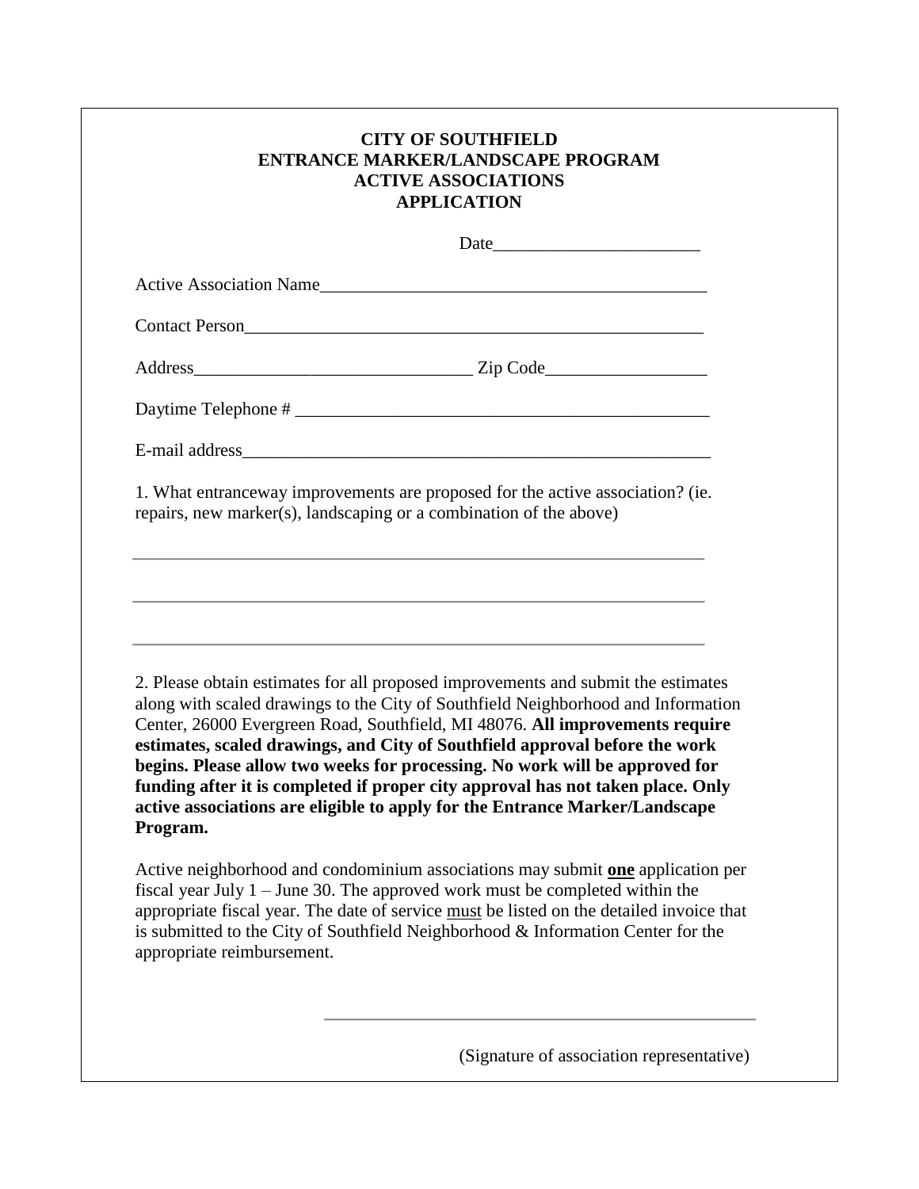# CITY OF SOUTHFIELD
# ENTRANCE MARKER/LANDSCAPE PROGRAM
# ACTIVE ASSOCIATIONS
# APPLICATION

Date_______________________

Active Association Name__________________________________________

Contact Person____________________________________________________

Address_______________________________ Zip Code_________________

Daytime Telephone # _______________________________________________

E-mail address_____________________________________________________

1. What entranceway improvements are proposed for the active association? (ie. repairs, new marker(s), landscaping or a combination of the above)

_________________________________________________________________

_________________________________________________________________

_________________________________________________________________

2. Please obtain estimates for all proposed improvements and submit the estimates along with scaled drawings to the City of Southfield Neighborhood and Information Center, 26000 Evergreen Road, Southfield, MI 48076. **All improvements require estimates, scaled drawings, and City of Southfield approval before the work begins. Please allow two weeks for processing. No work will be approved for funding after it is completed if proper city approval has not taken place. Only active associations are eligible to apply for the Entrance Marker/Landscape Program.**

Active neighborhood and condominium associations may submit **one** application per fiscal year July 1 – June 30. The approved work must be completed within the appropriate fiscal year. The date of service must be listed on the detailed invoice that is submitted to the City of Southfield Neighborhood & Information Center for the appropriate reimbursement.

_________________________________________________

(Signature of association representative)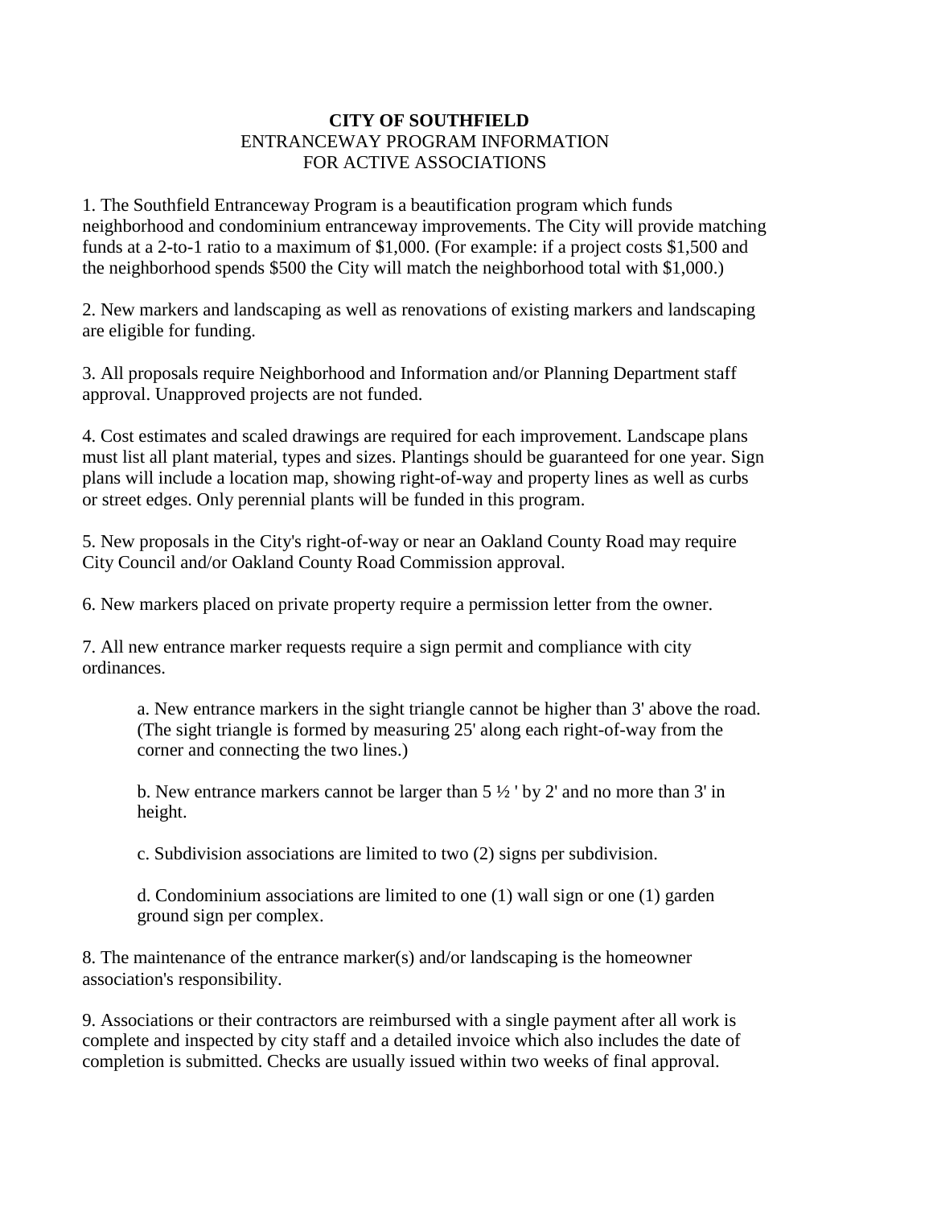**CITY OF SOUTHFIELD**
ENTRANCEWAY PROGRAM INFORMATION
FOR ACTIVE ASSOCIATIONS

1. The Southfield Entranceway Program is a beautification program which funds neighborhood and condominium entranceway improvements. The City will provide matching funds at a 2-to-1 ratio to a maximum of $1,000. (For example: if a project costs $1,500 and the neighborhood spends $500 the City will match the neighborhood total with $1,000.)

2. New markers and landscaping as well as renovations of existing markers and landscaping are eligible for funding.

3. All proposals require Neighborhood and Information and/or Planning Department staff approval. Unapproved projects are not funded.

4. Cost estimates and scaled drawings are required for each improvement. Landscape plans must list all plant material, types and sizes. Plantings should be guaranteed for one year. Sign plans will include a location map, showing right-of-way and property lines as well as curbs or street edges. Only perennial plants will be funded in this program.

5. New proposals in the City's right-of-way or near an Oakland County Road may require City Council and/or Oakland County Road Commission approval.

6. New markers placed on private property require a permission letter from the owner.

7. All new entrance marker requests require a sign permit and compliance with city ordinances.

   a. New entrance markers in the sight triangle cannot be higher than 3' above the road. (The sight triangle is formed by measuring 25' along each right-of-way from the corner and connecting the two lines.)

   b. New entrance markers cannot be larger than 5 ½ ' by 2' and no more than 3' in height.

   c. Subdivision associations are limited to two (2) signs per subdivision.

   d. Condominium associations are limited to one (1) wall sign or one (1) garden ground sign per complex.

8. The maintenance of the entrance marker(s) and/or landscaping is the homeowner association's responsibility.

9. Associations or their contractors are reimbursed with a single payment after all work is complete and inspected by city staff and a detailed invoice which also includes the date of completion is submitted. Checks are usually issued within two weeks of final approval.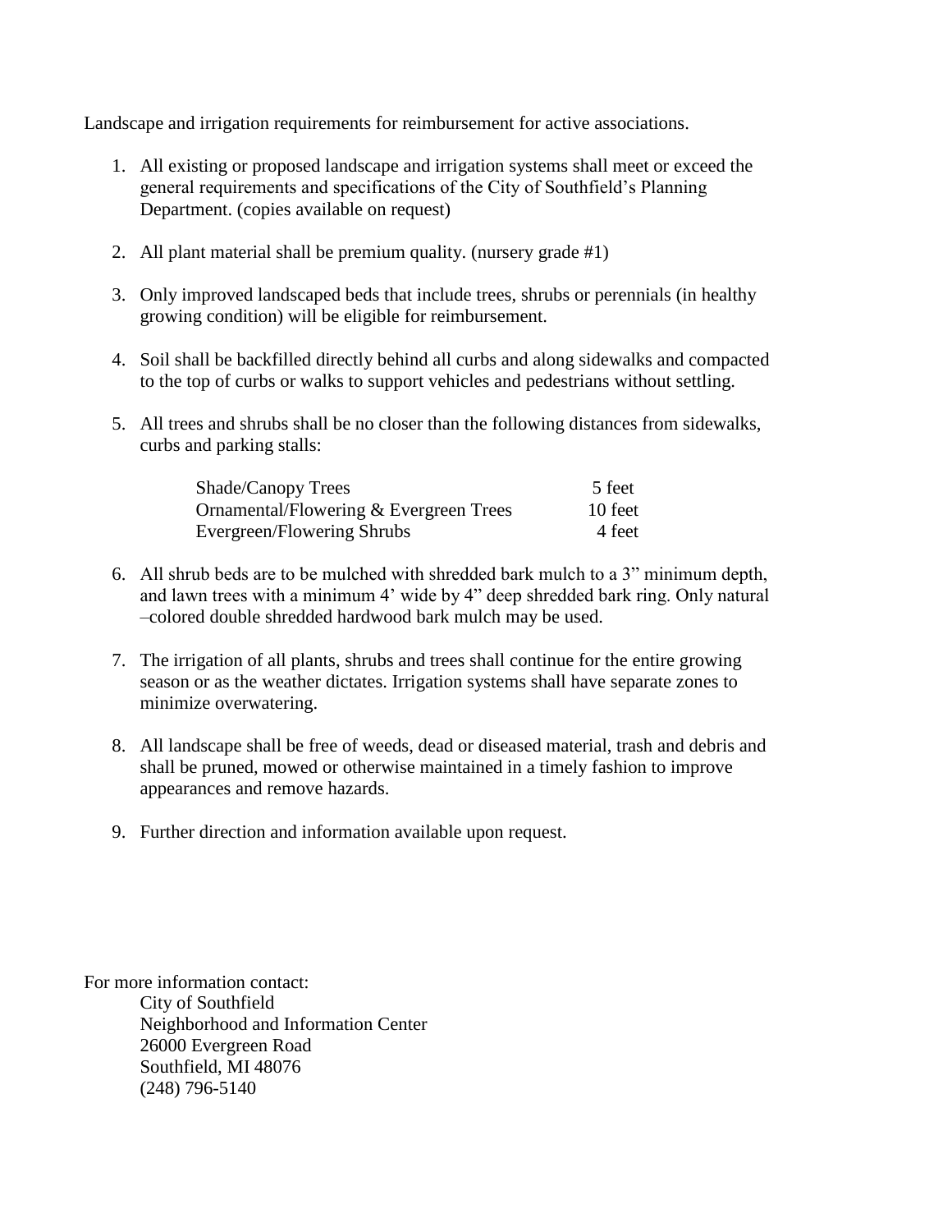Landscape and irrigation requirements for reimbursement for active associations.

1. All existing or proposed landscape and irrigation systems shall meet or exceed the general requirements and specifications of the City of Southfield's Planning Department. (copies available on request)

2. All plant material shall be premium quality. (nursery grade #1)

3. Only improved landscaped beds that include trees, shrubs or perennials (in healthy growing condition) will be eligible for reimbursement.

4. Soil shall be backfilled directly behind all curbs and along sidewalks and compacted to the top of curbs or walks to support vehicles and pedestrians without settling.

5. All trees and shrubs shall be no closer than the following distances from sidewalks, curbs and parking stalls:

| | |
|---|---|
| Shade/Canopy Trees | 5 feet |
| Ornamental/Flowering & Evergreen Trees | 10 feet |
| Evergreen/Flowering Shrubs | 4 feet |

6. All shrub beds are to be mulched with shredded bark mulch to a 3" minimum depth, and lawn trees with a minimum 4' wide by 4" deep shredded bark ring. Only natural –colored double shredded hardwood bark mulch may be used.

7. The irrigation of all plants, shrubs and trees shall continue for the entire growing season or as the weather dictates. Irrigation systems shall have separate zones to minimize overwatering.

8. All landscape shall be free of weeds, dead or diseased material, trash and debris and shall be pruned, mowed or otherwise maintained in a timely fashion to improve appearances and remove hazards.

9. Further direction and information available upon request.

For more information contact:

City of Southfield
Neighborhood and Information Center
26000 Evergreen Road
Southfield, MI 48076
(248) 796-5140